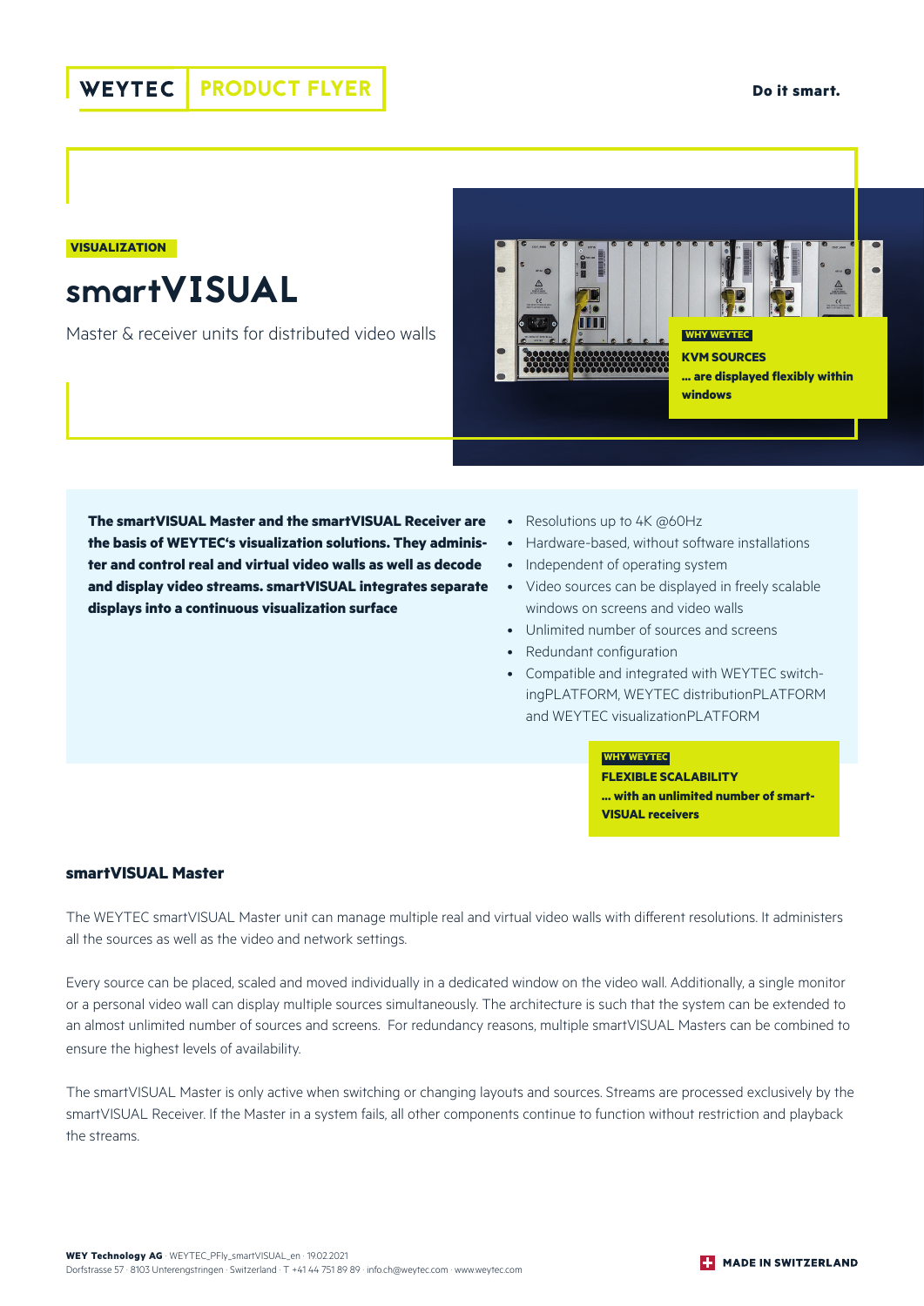WEYTEC | PRODUCT FLYER

Do it smart.

VISUALIZATION

# smartVISUAL

Master & receiver units for distributed video walls

WHY WEYTEC

**KVM SOURCES**

**... are displayed flexibly within windows**

**The smartVISUAL Master and the smartVISUAL Receiver are the basis of WEYTEC's visualization solutions. They administer and control real and virtual video walls as well as decode and display video streams. smartVISUAL integrates separate displays into a continuous visualization surface**

- Resolutions up to 4K @60Hz
- Hardware-based, without software installations
- Independent of operating system
- Video sources can be displayed in freely scalable windows on screens and video walls
- Unlimited number of sources and screens
- Redundant configuration
- Compatible and integrated with WEYTEC switchingPLATFORM, WEYTEC distributionPLATFORM and WEYTEC visualizationPLATFORM

WHY WEYTEC

**FLEXIBLE SCALABILITY**

**... with an unlimited number of smartVISUAL receivers**

## smartVISUAL Master

The WEYTEC smartVISUAL Master unit can manage multiple real and virtual video walls with different resolutions. It administers all the sources as well as the video and network settings.

Every source can be placed, scaled and moved individually in a dedicated window on the video wall. Additionally, a single monitor or a personal video wall can display multiple sources simultaneously. The architecture is such that the system can be extended to an almost unlimited number of sources and screens. For redundancy reasons, multiple smartVISUAL Masters can be combined to ensure the highest levels of availability.

The smartVISUAL Master is only active when switching or changing layouts and sources. Streams are processed exclusively by the smartVISUAL Receiver. If the Master in a system fails, all other components continue to function without restriction and playback the streams.

**WEY Technology AG** · WEYTEC_PFly_smartVISUAL_en · 19.02.2021
Dorfstrasse 57 · 8103 Unterengstringen · Switzerland · T +41 44 751 89 89 · info.ch@weytec.com · www.weytec.com

MADE IN SWITZERLAND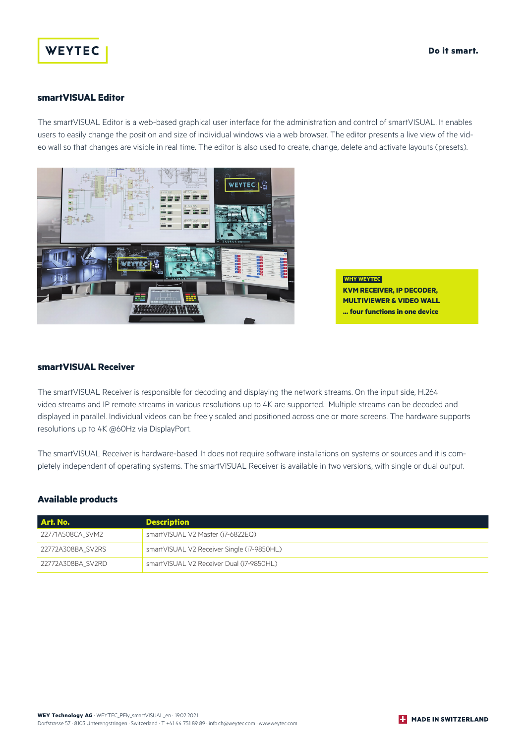## smartVISUAL Editor

The smartVISUAL Editor is a web-based graphical user interface for the administration and control of smartVISUAL. It enables users to easily change the position and size of individual windows via a web browser. The editor presents a live view of the video wall so that changes are visible in real time. The editor is also used to create, change, delete and activate layouts (presets).

WHY WEYTEC

**KVM RECEIVER, IP DECODER, MULTIVIEWER & VIDEO WALL ... four functions in one device**

## smartVISUAL Receiver

The smartVISUAL Receiver is responsible for decoding and displaying the network streams. On the input side, H.264 video streams and IP remote streams in various resolutions up to 4K are supported. Multiple streams can be decoded and displayed in parallel. Individual videos can be freely scaled and positioned across one or more screens. The hardware supports resolutions up to 4K @60Hz via DisplayPort.

The smartVISUAL Receiver is hardware-based. It does not require software installations on systems or sources and it is completely independent of operating systems. The smartVISUAL Receiver is available in two versions, with single or dual output.

### Available products

| Art. No. | Description |
|---|---|
| 22771A508CA_SVM2 | smartVISUAL V2 Master (i7-6822EQ) |
| 22772A308BA_SV2RS | smartVISUAL V2 Receiver Single (i7-9850HL) |
| 22772A308BA_SV2RD | smartVISUAL V2 Receiver Dual (i7-9850HL) |